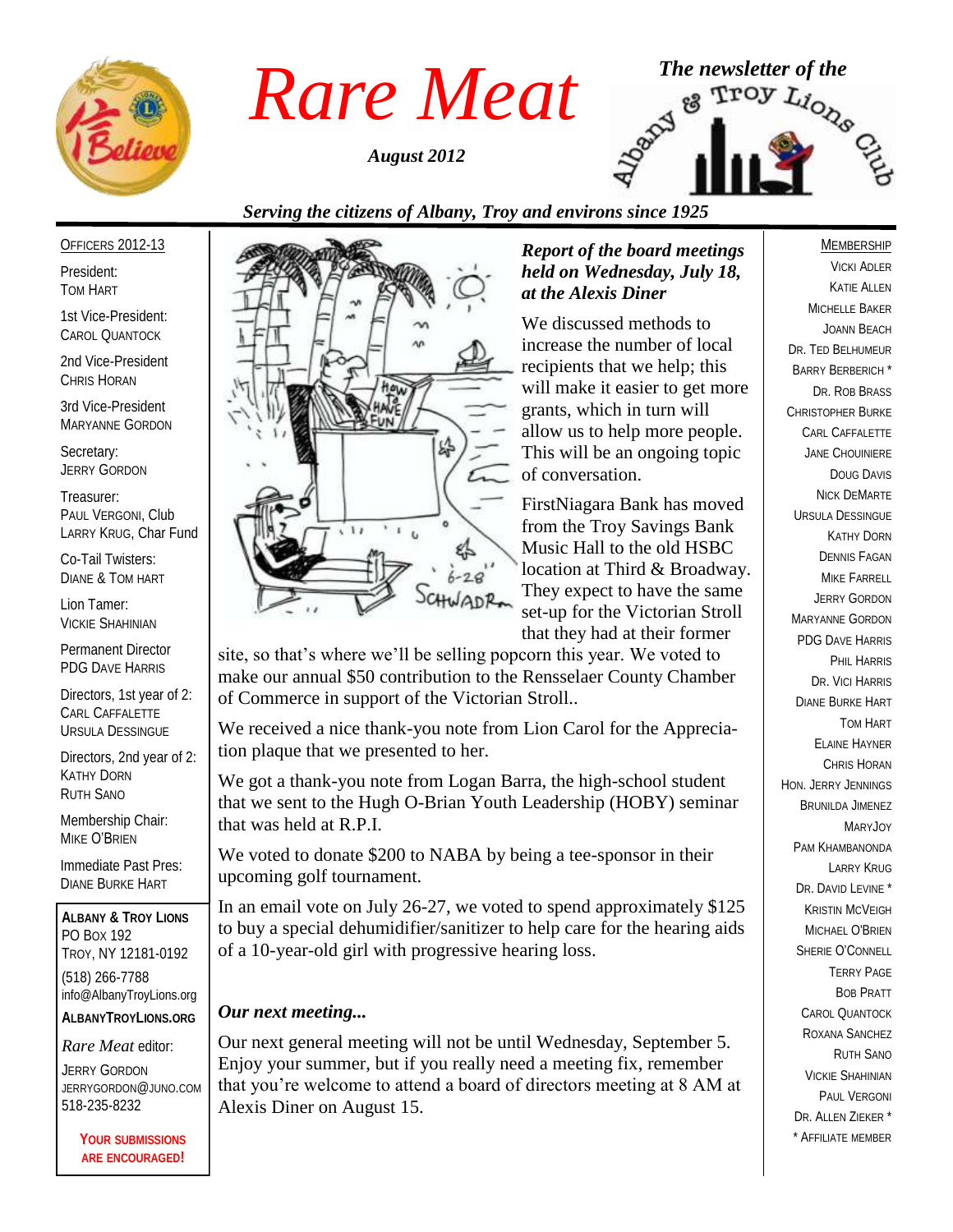# Rare Meat

*August 2012*

*The newsletter of the* Albany & Troy Lions Club

*Serving the citizens of Albany, Troy and environs since 1925*

### *Report of the board meetings held on Wednesday, July 18, at the Alexis Diner*

We discussed methods to increase the number of local recipients that we help; this will make it easier to get more grants, which in turn will allow us to help more people. This will be an ongoing topic of conversation.

FirstNiagara Bank has moved from the Troy Savings Bank Music Hall to the old HSBC location at Third & Broadway. They expect to have the same set-up for the Victorian Stroll that they had at their former site, so that's where we'll be selling popcorn this year. We voted to make our annual $50 contribution to the Rensselaer County Chamber of Commerce in support of the Victorian Stroll..

We received a nice thank-you note from Lion Carol for the Appreciation plaque that we presented to her.

We got a thank-you note from Logan Barra, the high-school student that we sent to the Hugh O-Brian Youth Leadership (HOBY) seminar that was held at R.P.I.

We voted to donate $200 to NABA by being a tee-sponsor in their upcoming golf tournament.

In an email vote on July 26-27, we voted to spend approximately $125 to buy a special dehumidifier/sanitizer to help care for the hearing aids of a 10-year-old girl with progressive hearing loss.

### *Our next meeting...*

Our next general meeting will not be until Wednesday, September 5. Enjoy your summer, but if you really need a meeting fix, remember that you're welcome to attend a board of directors meeting at 8 AM at Alexis Diner on August 15.

---

OFFICERS 2012-13

President:
Tom Hart

1st Vice-President:
Carol Quantock

2nd Vice-President
Chris Horan

3rd Vice-President
Maryanne Gordon

Secretary:
Jerry Gordon

Treasurer:
Paul Vergoni, Club
Larry Krug, Char Fund

Co-Tail Twisters:
Diane & Tom Hart

Lion Tamer:
Vickie Shahinian

Permanent Director
PDG Dave Harris

Directors, 1st year of 2:
Carl Caffalette
Ursula Dessingue

Directors, 2nd year of 2:
Kathy Dorn
Ruth Sano

Membership Chair:
Mike O'Brien

Immediate Past Pres:
Diane Burke Hart

**Albany & Troy Lions**
PO Box 192
Troy, NY 12181-0192
(518) 266-7788
info@AlbanyTroyLions.org
**AlbanyTroyLions.org**

*Rare Meat* editor:
Jerry Gordon
jerrygordon@juno.com
518-235-8232

**Your submissions are encouraged!**

---

MEMBERSHIP

Vicki Adler
Katie Allen
Michelle Baker
JoAnn Beach
Dr. Ted Belhumeur
Barry Berberich *
Dr. Rob Brass
Christopher Burke
Carl Caffalette
Jane Chouiniere
Doug Davis
Nick DeMarte
Ursula Dessingue
Kathy Dorn
Dennis Fagan
Mike Farrell
Jerry Gordon
Maryanne Gordon
PDG Dave Harris
Phil Harris
Dr. Vici Harris
Diane Burke Hart
Tom Hart
Elaine Hayner
Chris Horan
Hon. Jerry Jennings
Brunilda Jimenez
MaryJoy
Pam Khambanonda
Larry Krug
Dr. David Levine *
Kristin McVeigh
Michael O'Brien
Sherie O'Connell
Terry Page
Bob Pratt
Carol Quantock
Roxana Sanchez
Ruth Sano
Vickie Shahinian
Paul Vergoni
Dr. Allen Zieker *
* Affiliate member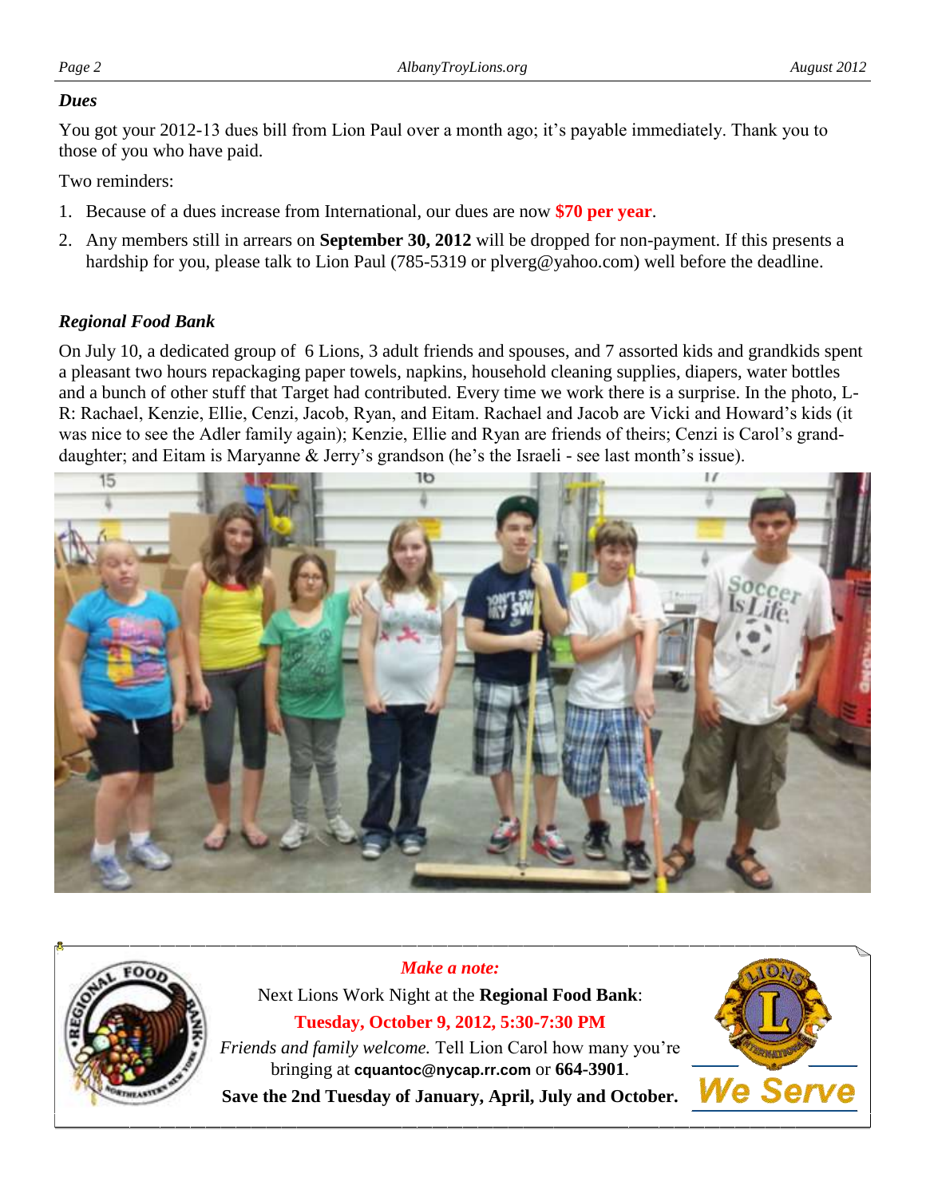## *Dues*

You got your 2012-13 dues bill from Lion Paul over a month ago; it's payable immediately. Thank you to those of you who have paid.

Two reminders:

1. Because of a dues increase from International, our dues are now **$70 per year**.
2. Any members still in arrears on **September 30, 2012** will be dropped for non-payment. If this presents a hardship for you, please talk to Lion Paul (785-5319 or plverg@yahoo.com) well before the deadline.

## *Regional Food Bank*

On July 10, a dedicated group of 6 Lions, 3 adult friends and spouses, and 7 assorted kids and grandkids spent a pleasant two hours repackaging paper towels, napkins, household cleaning supplies, diapers, water bottles and a bunch of other stuff that Target had contributed. Every time we work there is a surprise. In the photo, L-R: Rachael, Kenzie, Ellie, Cenzi, Jacob, Ryan, and Eitam. Rachael and Jacob are Vicki and Howard's kids (it was nice to see the Adler family again); Kenzie, Ellie and Ryan are friends of theirs; Cenzi is Carol's grand-daughter; and Eitam is Maryanne & Jerry's grandson (he's the Israeli - see last month's issue).

***Make a note:***

Next Lions Work Night at the **Regional Food Bank**:

**Tuesday, October 9, 2012, 5:30-7:30 PM**

*Friends and family welcome.* Tell Lion Carol how many you're bringing at **cquantoc@nycap.rr.com** or **664-3901**.

**Save the 2nd Tuesday of January, April, July and October.**

We Serve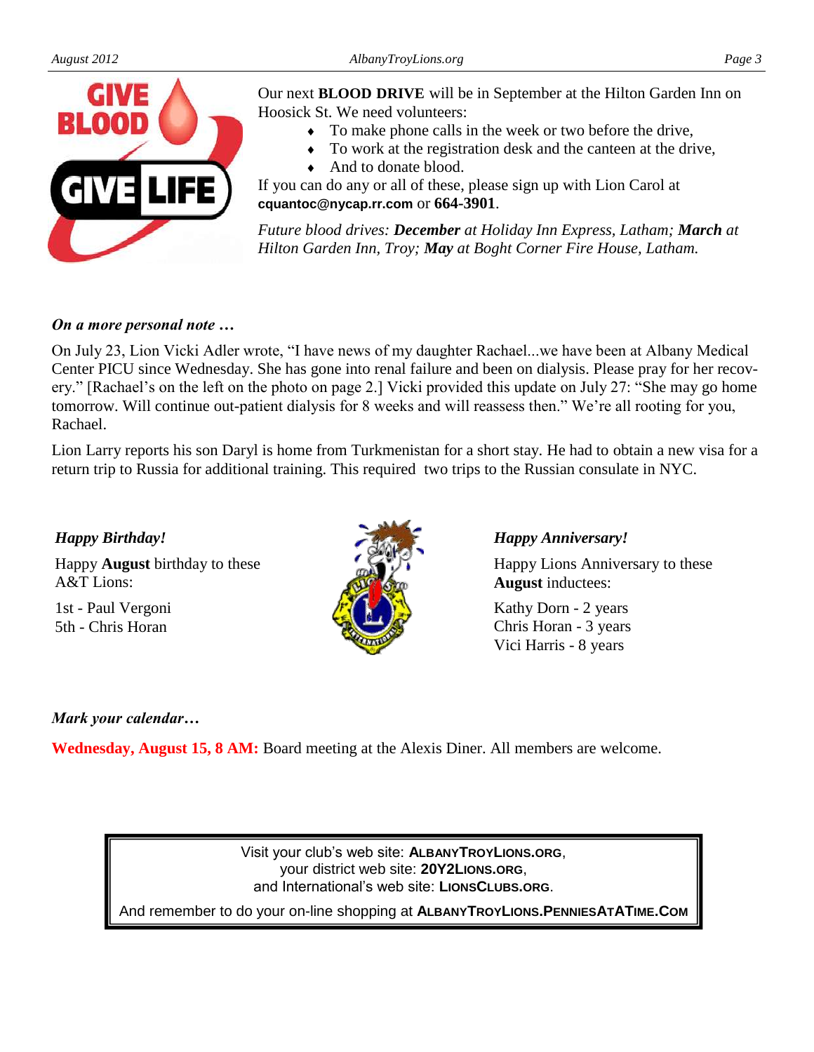Our next **BLOOD DRIVE** will be in September at the Hilton Garden Inn on Hoosick St. We need volunteers:

- To make phone calls in the week or two before the drive,
- To work at the registration desk and the canteen at the drive,
- And to donate blood.

If you can do any or all of these, please sign up with Lion Carol at **cquantoc@nycap.rr.com** or **664-3901**.

*Future blood drives:* ***December*** *at Holiday Inn Express, Latham;* ***March*** *at Hilton Garden Inn, Troy;* ***May*** *at Boght Corner Fire House, Latham.*

***On a more personal note …***

On July 23, Lion Vicki Adler wrote, "I have news of my daughter Rachael...we have been at Albany Medical Center PICU since Wednesday. She has gone into renal failure and been on dialysis. Please pray for her recovery." [Rachael's on the left on the photo on page 2.] Vicki provided this update on July 27: "She may go home tomorrow. Will continue out-patient dialysis for 8 weeks and will reassess then." We're all rooting for you, Rachael.

Lion Larry reports his son Daryl is home from Turkmenistan for a short stay. He had to obtain a new visa for a return trip to Russia for additional training. This required two trips to the Russian consulate in NYC.

***Happy Birthday!***

Happy **August** birthday to these A&T Lions:

1st - Paul Vergoni
5th - Chris Horan

***Happy Anniversary!***

Happy Lions Anniversary to these **August** inductees:

Kathy Dorn - 2 years
Chris Horan - 3 years
Vici Harris - 8 years

***Mark your calendar…***

**Wednesday, August 15, 8 AM:** Board meeting at the Alexis Diner. All members are welcome.

Visit your club's web site: **ALBANYTROYLIONS.ORG**,
your district web site: **20Y2LIONS.ORG**,
and International's web site: **LIONSCLUBS.ORG**.
And remember to do your on-line shopping at **ALBANYTROYLIONS.PENNIESATATIME.COM**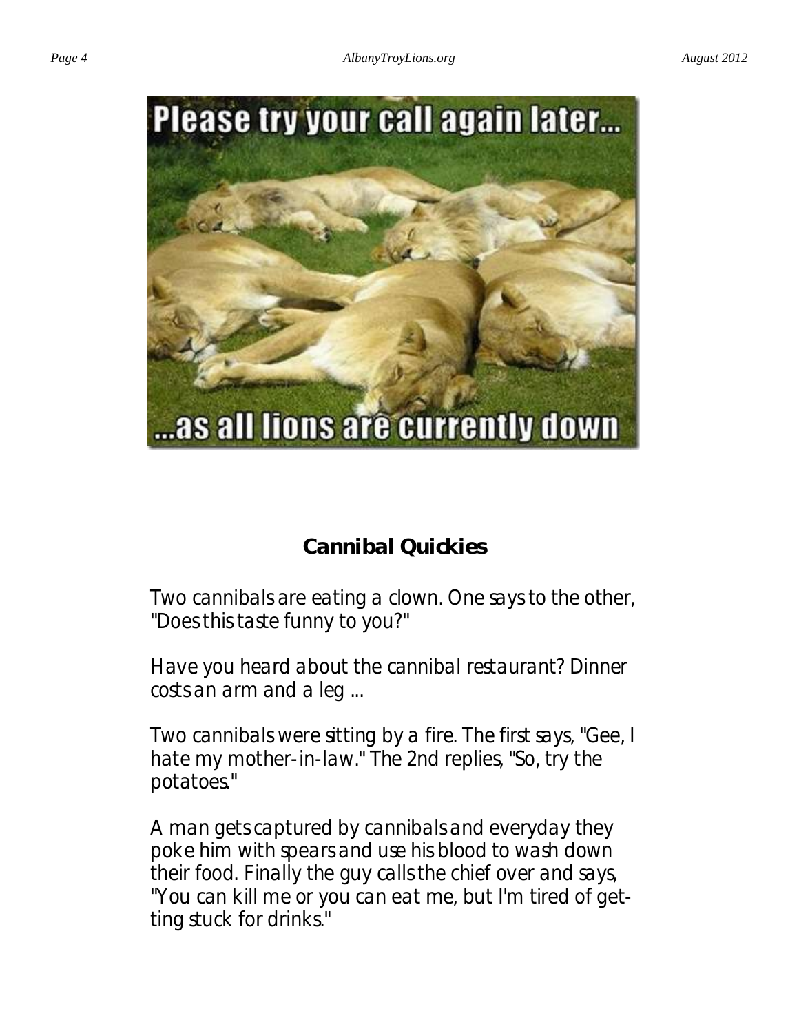## Cannibal Quickies

Two cannibals are eating a clown. One says to the other, "Does this taste funny to you?"

Have you heard about the cannibal restaurant? Dinner costs an arm and a leg ...

Two cannibals were sitting by a fire. The first says, "Gee, I hate my mother-in-law." The 2nd replies, "So, try the potatoes."

A man gets captured by cannibals and everyday they poke him with spears and use his blood to wash down their food. Finally the guy calls the chief over and says, "You can kill me or you can eat me, but I'm tired of getting stuck for drinks."